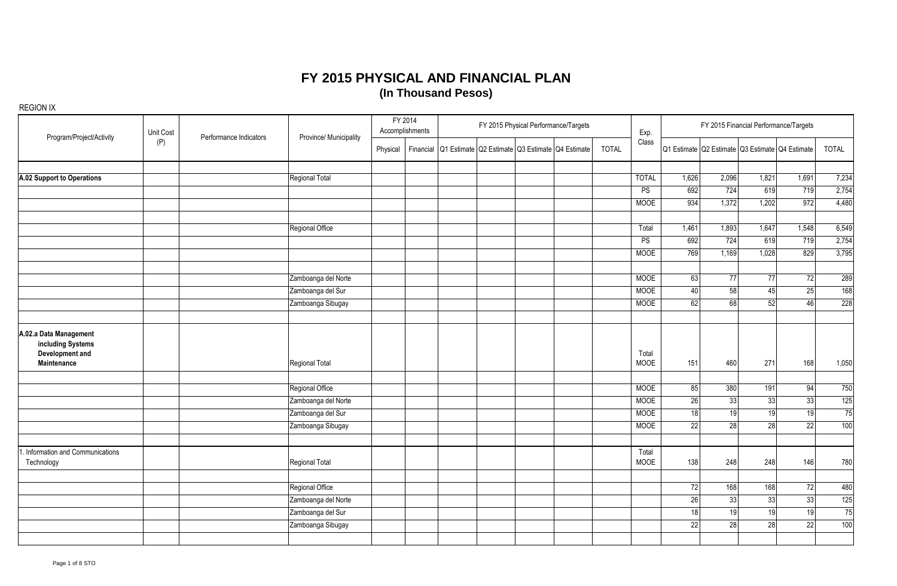# FY 2015 PHYSICAL AND FINANCIAL PLAN
## (In Thousand Pesos)

REGION IX

| Program/Project/Activity | Unit Cost (P) | Performance Indicators | Province/ Municipality | FY 2014 Accomplishments | | FY 2015 Physical Performance/Targets | | | | | Exp. Class | FY 2015 Financial Performance/Targets | | | | |
|---|---|---|---|---|---|---|---|---|---|---|---|---|---|---|---|---|
| | | | | Physical | Financial | Q1 Estimate | Q2 Estimate | Q3 Estimate | Q4 Estimate | TOTAL | | Q1 Estimate | Q2 Estimate | Q3 Estimate | Q4 Estimate | TOTAL |
| **A.02 Support to Operations** | | | Regional Total | | | | | | | | TOTAL | 1,626 | 2,096 | 1,821 | 1,691 | 7,234 |
| | | | | | | | | | | | PS | 692 | 724 | 619 | 719 | 2,754 |
| | | | | | | | | | | | MOOE | 934 | 1,372 | 1,202 | 972 | 4,480 |
| | | | Regional Office | | | | | | | | Total | 1,461 | 1,893 | 1,647 | 1,548 | 6,549 |
| | | | | | | | | | | | PS | 692 | 724 | 619 | 719 | 2,754 |
| | | | | | | | | | | | MOOE | 769 | 1,169 | 1,028 | 829 | 3,795 |
| | | | Zamboanga del Norte | | | | | | | | MOOE | 63 | 77 | 77 | 72 | 289 |
| | | | Zamboanga del Sur | | | | | | | | MOOE | 40 | 58 | 45 | 25 | 168 |
| | | | Zamboanga Sibugay | | | | | | | | MOOE | 62 | 68 | 52 | 46 | 228 |
| **A.02.a Data Management including Systems Development and Maintenance** | | | Regional Total | | | | | | | | Total MOOE | 151 | 460 | 271 | 168 | 1,050 |
| | | | Regional Office | | | | | | | | MOOE | 85 | 380 | 191 | 94 | 750 |
| | | | Zamboanga del Norte | | | | | | | | MOOE | 26 | 33 | 33 | 33 | 125 |
| | | | Zamboanga del Sur | | | | | | | | MOOE | 18 | 19 | 19 | 19 | 75 |
| | | | Zamboanga Sibugay | | | | | | | | MOOE | 22 | 28 | 28 | 22 | 100 |
| 1. Information and Communications Technology | | | Regional Total | | | | | | | | Total MOOE | 138 | 248 | 248 | 146 | 780 |
| | | | Regional Office | | | | | | | | | 72 | 168 | 168 | 72 | 480 |
| | | | Zamboanga del Norte | | | | | | | | | 26 | 33 | 33 | 33 | 125 |
| | | | Zamboanga del Sur | | | | | | | | | 18 | 19 | 19 | 19 | 75 |
| | | | Zamboanga Sibugay | | | | | | | | | 22 | 28 | 28 | 22 | 100 |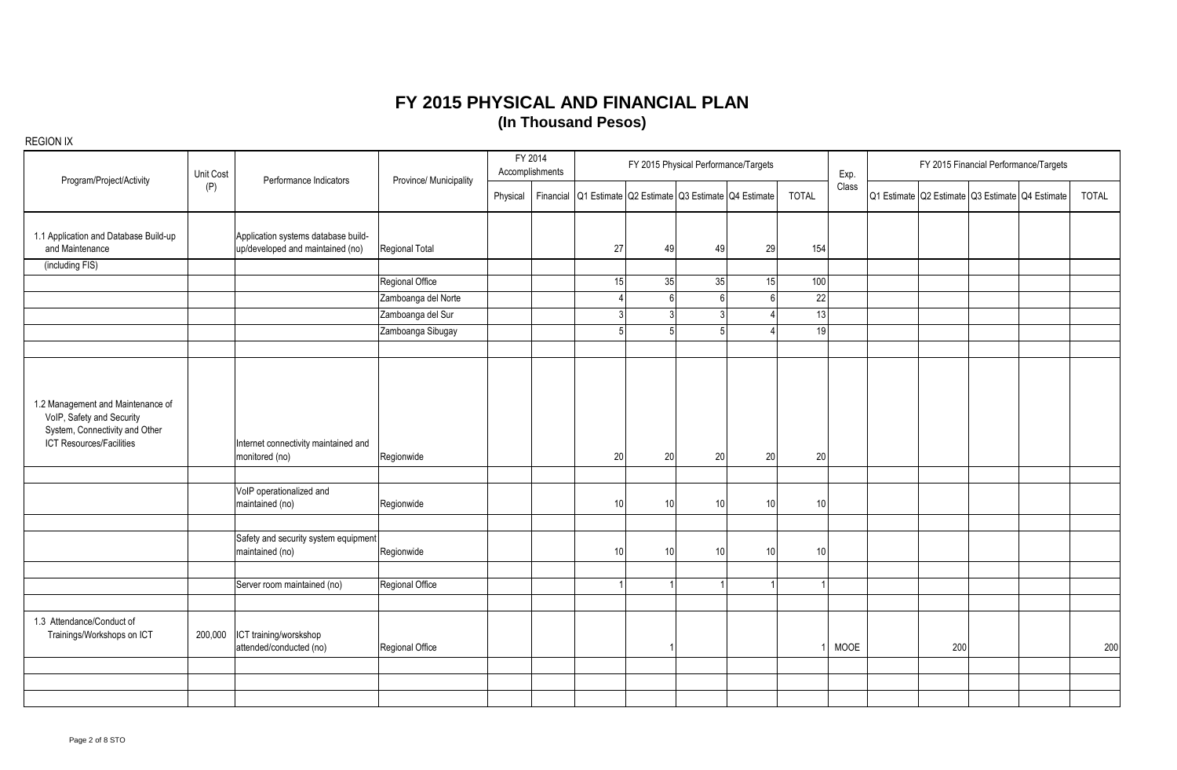# FY 2015 PHYSICAL AND FINANCIAL PLAN
## (In Thousand Pesos)

REGION IX

| Program/Project/Activity | Unit Cost (P) | Performance Indicators | Province/ Municipality | FY 2014 Accomplishments | | FY 2015 Physical Performance/Targets | | | | | Exp. Class | FY 2015 Financial Performance/Targets | | | | |
|---|---|---|---|---|---|---|---|---|---|---|---|---|---|---|---|---|
| | | | | Physical | Financial | Q1 Estimate | Q2 Estimate | Q3 Estimate | Q4 Estimate | TOTAL | | Q1 Estimate | Q2 Estimate | Q3 Estimate | Q4 Estimate | TOTAL |
| 1.1 Application and Database Build-up and Maintenance | | Application systems database build-up/developed and maintained (no) | Regional Total | | | 27 | 49 | 49 | 29 | 154 | | | | | | |
| (including FIS) | | | | | | | | | | | | | | | | |
| | | | Regional Office | | | 15 | 35 | 35 | 15 | 100 | | | | | | |
| | | | Zamboanga del Norte | | | 4 | 6 | 6 | 6 | 22 | | | | | | |
| | | | Zamboanga del Sur | | | 3 | 3 | 3 | 4 | 13 | | | | | | |
| | | | Zamboanga Sibugay | | | 5 | 5 | 5 | 4 | 19 | | | | | | |
| | | | | | | | | | | | | | | | | |
| 1.2 Management and Maintenance of VoIP, Safety and Security System, Connectivity and Other ICT Resources/Facilities | | Internet connectivity maintained and monitored (no) | Regionwide | | | 20 | 20 | 20 | 20 | 20 | | | | | | |
| | | | | | | | | | | | | | | | | |
| | | VoIP operationalized and maintained (no) | Regionwide | | | 10 | 10 | 10 | 10 | 10 | | | | | | |
| | | | | | | | | | | | | | | | | |
| | | Safety and security system equipment maintained (no) | Regionwide | | | 10 | 10 | 10 | 10 | 10 | | | | | | |
| | | | | | | | | | | | | | | | | |
| | | Server room maintained (no) | Regional Office | | | 1 | 1 | 1 | 1 | 1 | | | | | | |
| | | | | | | | | | | | | | | | | |
| 1.3 Attendance/Conduct of Trainings/Workshops on ICT | 200,000 | ICT training/worskshop attended/conducted (no) | Regional Office | | | | 1 | | | 1 | MOOE | | 200 | | | 200 |
| | | | | | | | | | | | | | | | | |
| | | | | | | | | | | | | | | | | |
| | | | | | | | | | | | | | | | | |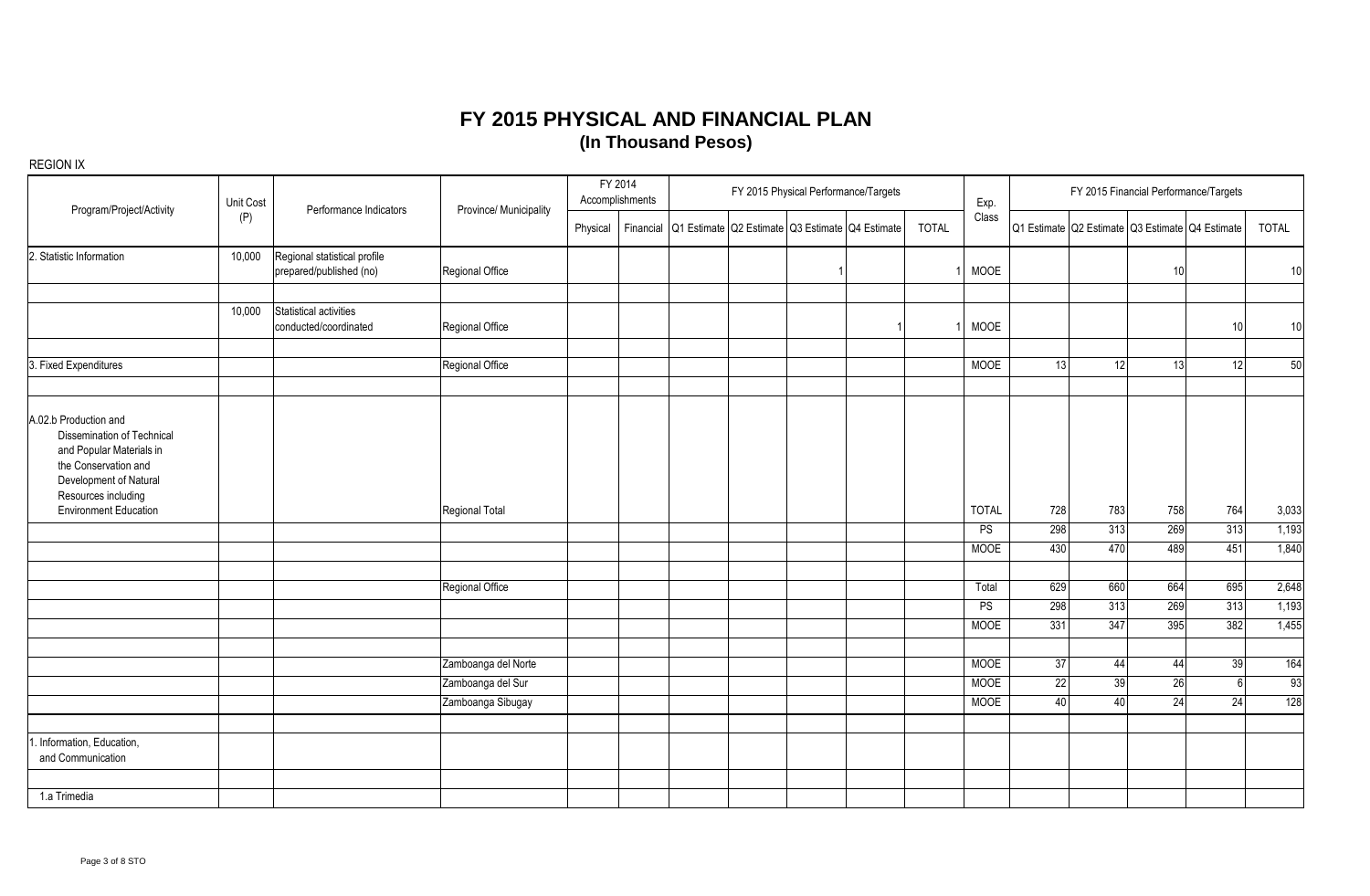# FY 2015 PHYSICAL AND FINANCIAL PLAN
## (In Thousand Pesos)

REGION IX

| Program/Project/Activity | Unit Cost (P) | Performance Indicators | Province/ Municipality | FY 2014 Accomplishments | | FY 2015 Physical Performance/Targets | | | | | Exp. Class | FY 2015 Financial Performance/Targets | | | | |
|---|---|---|---|---|---|---|---|---|---|---|---|---|---|---|---|---|
| | | | | Physical | Financial | Q1 Estimate | Q2 Estimate | Q3 Estimate | Q4 Estimate | TOTAL | | Q1 Estimate | Q2 Estimate | Q3 Estimate | Q4 Estimate | TOTAL |
| 2. Statistic Information | 10,000 | Regional statistical profile prepared/published (no) | Regional Office | | | | | 1 | | 1 | MOOE | | | 10 | | 10 |
| | | | | | | | | | | | | | | | | |
| | 10,000 | Statistical activities conducted/coordinated | Regional Office | | | | | | 1 | 1 | MOOE | | | | 10 | 10 |
| | | | | | | | | | | | | | | | | |
| 3. Fixed Expenditures | | | Regional Office | | | | | | | | MOOE | 13 | 12 | 13 | 12 | 50 |
| | | | | | | | | | | | | | | | | |
| A.02.b Production and Dissemination of Technical and Popular Materials in the Conservation and Development of Natural Resources including Environment Education | | | Regional Total | | | | | | | | TOTAL | 728 | 783 | 758 | 764 | 3,033 |
| | | | | | | | | | | | PS | 298 | 313 | 269 | 313 | 1,193 |
| | | | | | | | | | | | MOOE | 430 | 470 | 489 | 451 | 1,840 |
| | | | | | | | | | | | | | | | | |
| | | | Regional Office | | | | | | | | Total | 629 | 660 | 664 | 695 | 2,648 |
| | | | | | | | | | | | PS | 298 | 313 | 269 | 313 | 1,193 |
| | | | | | | | | | | | MOOE | 331 | 347 | 395 | 382 | 1,455 |
| | | | | | | | | | | | | | | | | |
| | | | Zamboanga del Norte | | | | | | | | MOOE | 37 | 44 | 44 | 39 | 164 |
| | | | Zamboanga del Sur | | | | | | | | MOOE | 22 | 39 | 26 | 6 | 93 |
| | | | Zamboanga Sibugay | | | | | | | | MOOE | 40 | 40 | 24 | 24 | 128 |
| | | | | | | | | | | | | | | | | |
| 1. Information, Education, and Communication | | | | | | | | | | | | | | | | |
| | | | | | | | | | | | | | | | | |
| 1.a Trimedia | | | | | | | | | | | | | | | | |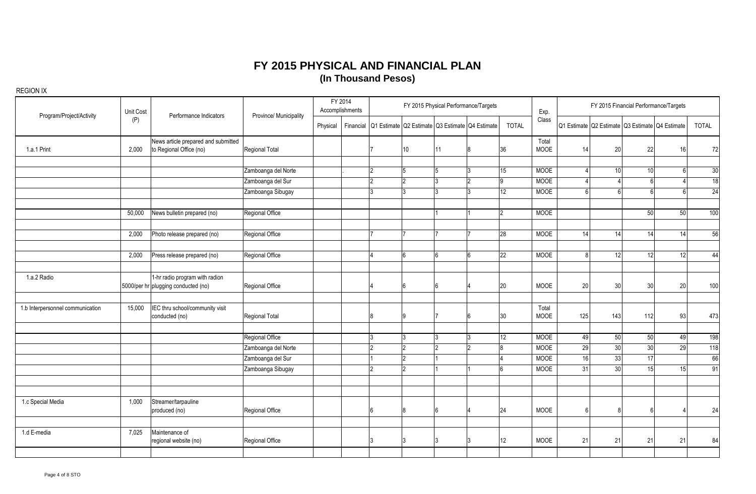# FY 2015 PHYSICAL AND FINANCIAL PLAN
## (In Thousand Pesos)

REGION IX

| Program/Project/Activity | Unit Cost (P) | Performance Indicators | Province/ Municipality | FY 2014 Accomplishments | | FY 2015 Physical Performance/Targets | | | | | Exp. Class | FY 2015 Financial Performance/Targets | | | | |
|---|---|---|---|---|---|---|---|---|---|---|---|---|---|---|---|---|
| | | | | Physical | Financial | Q1 Estimate | Q2 Estimate | Q3 Estimate | Q4 Estimate | TOTAL | | Q1 Estimate | Q2 Estimate | Q3 Estimate | Q4 Estimate | TOTAL |
| 1.a.1 Print | 2,000 | News article prepared and submitted to Regional Office (no) | Regional Total | | | 7 | 10 | 11 | 8 | 36 | Total MOOE | 14 | 20 | 22 | 16 | 72 |
| | | | Zamboanga del Norte | | . | 2 | 5 | 5 | 3 | 15 | MOOE | 4 | 10 | 10 | 6 | 30 |
| | | | Zamboanga del Sur | | | 2 | 2 | 3 | 2 | 9 | MOOE | 4 | 4 | 6 | 4 | 18 |
| | | | Zamboanga Sibugay | | | 3 | 3 | 3 | 3 | 12 | MOOE | 6 | 6 | 6 | 6 | 24 |
| | 50,000 | News bulletin prepared (no) | Regional Office | | | | | 1 | 1 | 2 | MOOE | | | 50 | 50 | 100 |
| | 2,000 | Photo release prepared (no) | Regional Office | | | 7 | 7 | 7 | 7 | 28 | MOOE | 14 | 14 | 14 | 14 | 56 |
| | 2,000 | Press release prepared (no) | Regional Office | | | 4 | 6 | 6 | 6 | 22 | MOOE | 8 | 12 | 12 | 12 | 44 |
| 1.a.2 Radio | 5000/per hr | 1-hr radio program with radion plugging conducted (no) | Regional Office | | | 4 | 6 | 6 | 4 | 20 | MOOE | 20 | 30 | 30 | 20 | 100 |
| 1.b Interpersonnel communication | 15,000 | IEC thru school/community visit conducted (no) | Regional Total | | | 8 | 9 | 7 | 6 | 30 | Total MOOE | 125 | 143 | 112 | 93 | 473 |
| | | | Regional Office | | | 3 | 3 | 3 | 3 | 12 | MOOE | 49 | 50 | 50 | 49 | 198 |
| | | | Zamboanga del Norte | | | 2 | 2 | 2 | 2 | 8 | MOOE | 29 | 30 | 30 | 29 | 118 |
| | | | Zamboanga del Sur | | | 1 | 2 | 1 | | 4 | MOOE | 16 | 33 | 17 | | 66 |
| | | | Zamboanga Sibugay | | | 2 | 2 | 1 | 1 | 6 | MOOE | 31 | 30 | 15 | 15 | 91 |
| 1.c Special Media | 1,000 | Streamer/tarpauline produced (no) | Regional Office | | | 6 | 8 | 6 | 4 | 24 | MOOE | 6 | 8 | 6 | 4 | 24 |
| 1.d E-media | 7,025 | Maintenance of regional website (no) | Regional Office | | | 3 | 3 | 3 | 3 | 12 | MOOE | 21 | 21 | 21 | 21 | 84 |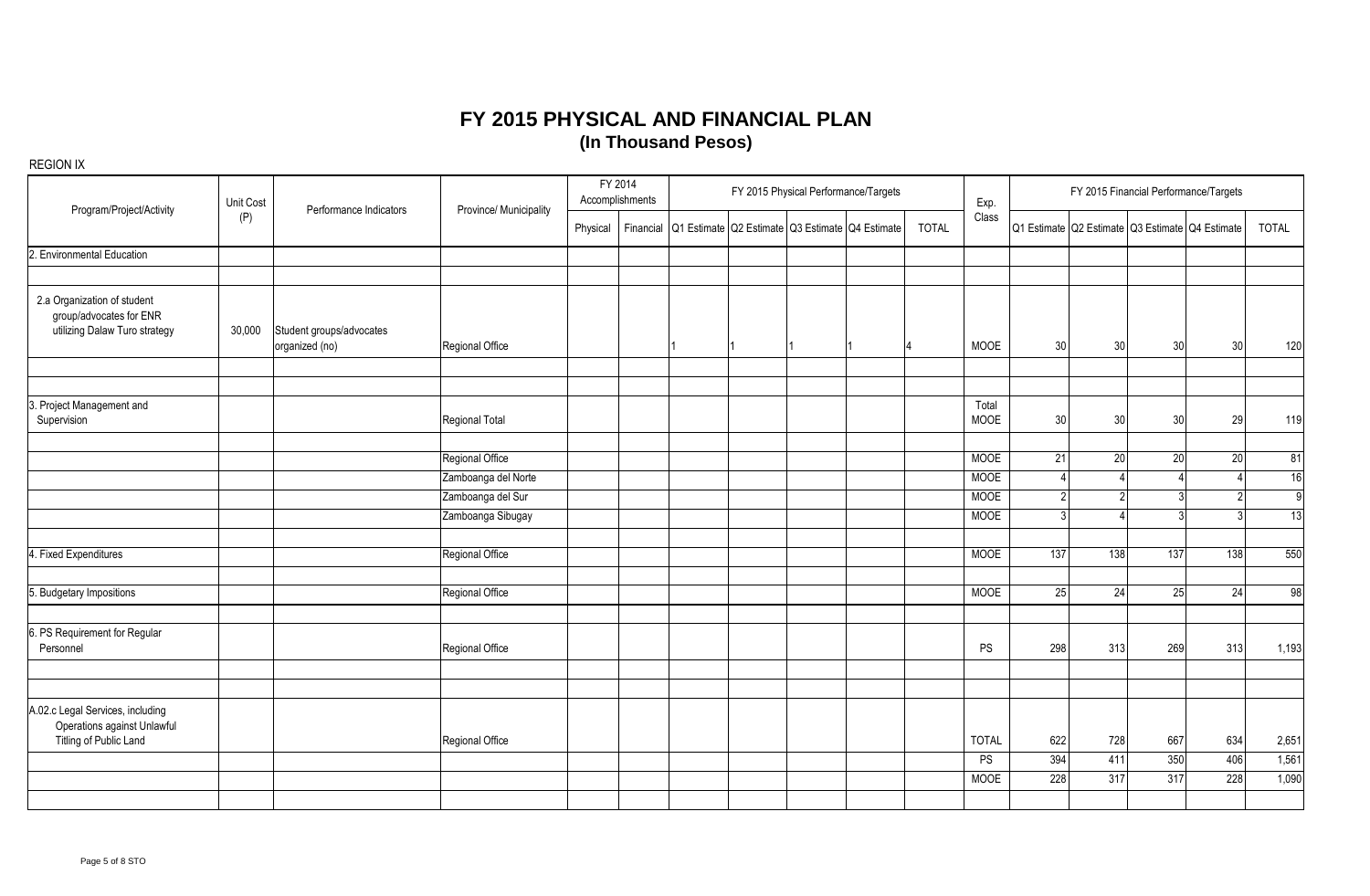# FY 2015 PHYSICAL AND FINANCIAL PLAN
## (In Thousand Pesos)

REGION IX

| Program/Project/Activity | Unit Cost (P) | Performance Indicators | Province/ Municipality | FY 2014 Accomplishments | | FY 2015 Physical Performance/Targets | | | | | Exp. Class | FY 2015 Financial Performance/Targets | | | | |
|---|---|---|---|---|---|---|---|---|---|---|---|---|---|---|---|---|
| | | | | Physical | Financial | Q1 Estimate | Q2 Estimate | Q3 Estimate | Q4 Estimate | TOTAL | | Q1 Estimate | Q2 Estimate | Q3 Estimate | Q4 Estimate | TOTAL |
| 2. Environmental Education | | | | | | | | | | | | | | | | |
| 2.a Organization of student group/advocates for ENR utilizing Dalaw Turo strategy | 30,000 | Student groups/advocates organized (no) | Regional Office | | | 1 | 1 | 1 | 1 | 4 | MOOE | 30 | 30 | 30 | 30 | 120 |
| 3. Project Management and Supervision | | | Regional Total | | | | | | | | Total MOOE | 30 | 30 | 30 | 29 | 119 |
| | | | Regional Office | | | | | | | | MOOE | 21 | 20 | 20 | 20 | 81 |
| | | | Zamboanga del Norte | | | | | | | | MOOE | 4 | 4 | 4 | 4 | 16 |
| | | | Zamboanga del Sur | | | | | | | | MOOE | 2 | 2 | 3 | 2 | 9 |
| | | | Zamboanga Sibugay | | | | | | | | MOOE | 3 | 4 | 3 | 3 | 13 |
| 4. Fixed Expenditures | | | Regional Office | | | | | | | | MOOE | 137 | 138 | 137 | 138 | 550 |
| 5. Budgetary Impositions | | | Regional Office | | | | | | | | MOOE | 25 | 24 | 25 | 24 | 98 |
| 6. PS Requirement for Regular Personnel | | | Regional Office | | | | | | | | PS | 298 | 313 | 269 | 313 | 1,193 |
| A.02.c Legal Services, including Operations against Unlawful Titling of Public Land | | | Regional Office | | | | | | | | TOTAL | 622 | 728 | 667 | 634 | 2,651 |
| | | | | | | | | | | | PS | 394 | 411 | 350 | 406 | 1,561 |
| | | | | | | | | | | | MOOE | 228 | 317 | 317 | 228 | 1,090 |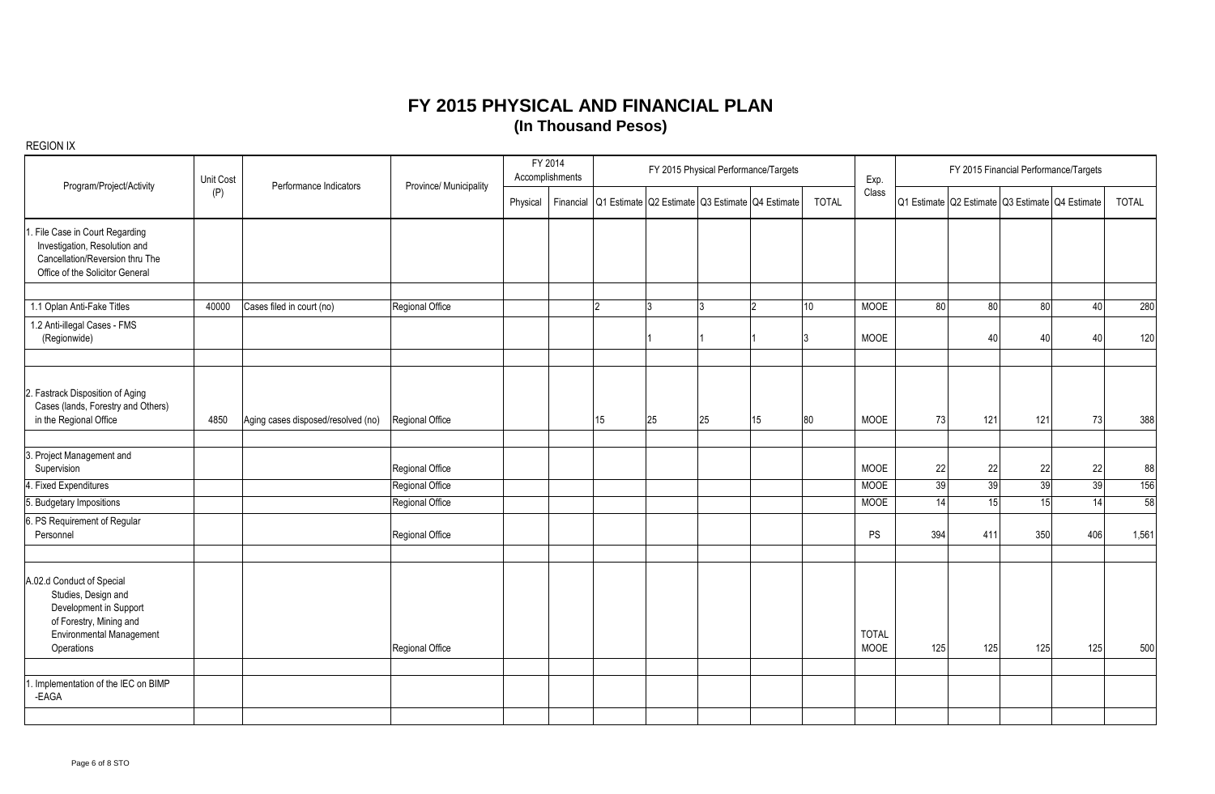# FY 2015 PHYSICAL AND FINANCIAL PLAN
## (In Thousand Pesos)

REGION IX

| Program/Project/Activity | Unit Cost (P) | Performance Indicators | Province/ Municipality | FY 2014 Accomplishments | | FY 2015 Physical Performance/Targets | | | | | Exp. Class | FY 2015 Financial Performance/Targets | | | | |
|---|---|---|---|---|---|---|---|---|---|---|---|---|---|---|---|---|
| | | | | Physical | Financial | Q1 Estimate | Q2 Estimate | Q3 Estimate | Q4 Estimate | TOTAL | | Q1 Estimate | Q2 Estimate | Q3 Estimate | Q4 Estimate | TOTAL |
| 1. File Case in Court Regarding Investigation, Resolution and Cancellation/Reversion thru The Office of the Solicitor General | | | | | | | | | | | | | | | | |
| 1.1 Oplan Anti-Fake Titles | 40000 | Cases filed in court (no) | Regional Office | | | 2 | 3 | 3 | 2 | 10 | MOOE | 80 | 80 | 80 | 40 | 280 |
| 1.2 Anti-illegal Cases - FMS (Regionwide) | | | | | | | 1 | 1 | 1 | 3 | MOOE | | 40 | 40 | 40 | 120 |
| 2. Fastrack Disposition of Aging Cases (lands, Forestry and Others) in the Regional Office | 4850 | Aging cases disposed/resolved (no) | Regional Office | | | 15 | 25 | 25 | 15 | 80 | MOOE | 73 | 121 | 121 | 73 | 388 |
| 3. Project Management and Supervision | | | Regional Office | | | | | | | | MOOE | 22 | 22 | 22 | 22 | 88 |
| 4. Fixed Expenditures | | | Regional Office | | | | | | | | MOOE | 39 | 39 | 39 | 39 | 156 |
| 5. Budgetary Impositions | | | Regional Office | | | | | | | | MOOE | 14 | 15 | 15 | 14 | 58 |
| 6. PS Requirement of Regular Personnel | | | Regional Office | | | | | | | | PS | 394 | 411 | 350 | 406 | 1,561 |
| A.02.d Conduct of Special Studies, Design and Development in Support of Forestry, Mining and Environmental Management Operations | | | Regional Office | | | | | | | | TOTAL MOOE | 125 | 125 | 125 | 125 | 500 |
| 1. Implementation of the IEC on BIMP -EAGA | | | | | | | | | | | | | | | | |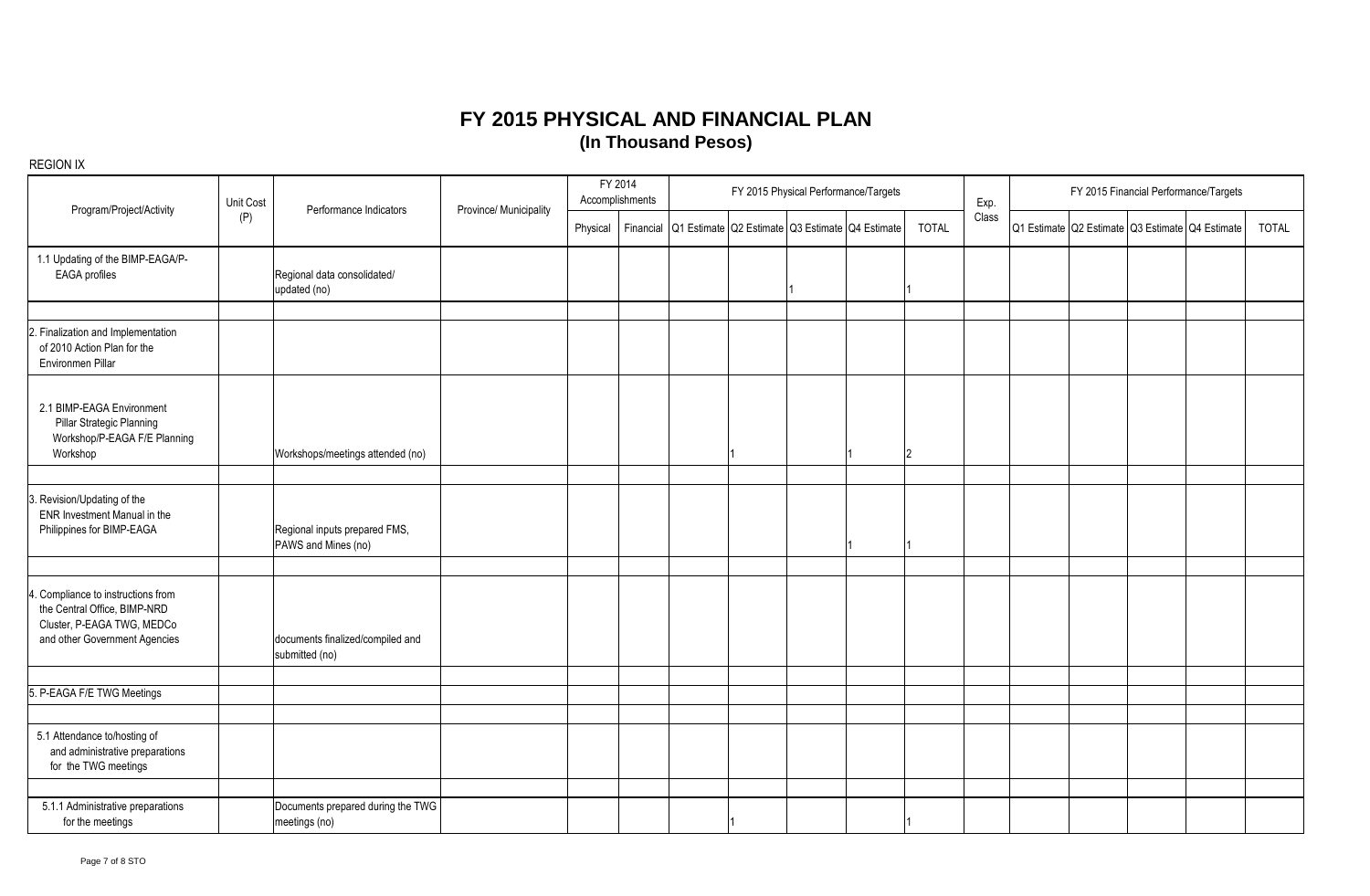# FY 2015 PHYSICAL AND FINANCIAL PLAN

## (In Thousand Pesos)

REGION IX

| Program/Project/Activity | Unit Cost (P) | Performance Indicators | Province/ Municipality | FY 2014 Accomplishments | | FY 2015 Physical Performance/Targets | | | | | Exp. Class | FY 2015 Financial Performance/Targets | | | | |
|---|---|---|---|---|---|---|---|---|---|---|---|---|---|---|---|---|
| | | | | Physical | Financial | Q1 Estimate | Q2 Estimate | Q3 Estimate | Q4 Estimate | TOTAL | | Q1 Estimate | Q2 Estimate | Q3 Estimate | Q4 Estimate | TOTAL |
| 1.1 Updating of the BIMP-EAGA/P-EAGA profiles | | Regional data consolidated/ updated (no) | | | | | | 1 | | 1 | | | | | | |
| | | | | | | | | | | | | | | | | |
| 2. Finalization and Implementation of 2010 Action Plan for the Environmen Pillar | | | | | | | | | | | | | | | | |
| 2.1 BIMP-EAGA Environment Pillar Strategic Planning Workshop/P-EAGA F/E Planning Workshop | | Workshops/meetings attended (no) | | | | | 1 | | 1 | 2 | | | | | | |
| | | | | | | | | | | | | | | | | |
| 3. Revision/Updating of the ENR Investment Manual in the Philippines for BIMP-EAGA | | Regional inputs prepared FMS, PAWS and Mines (no) | | | | | | | 1 | 1 | | | | | | |
| | | | | | | | | | | | | | | | | |
| 4. Compliance to instructions from the Central Office, BIMP-NRD Cluster, P-EAGA TWG, MEDCo and other Government Agencies | | documents finalized/compiled and submitted (no) | | | | | | | | | | | | | | |
| | | | | | | | | | | | | | | | | |
| 5. P-EAGA F/E TWG Meetings | | | | | | | | | | | | | | | | |
| | | | | | | | | | | | | | | | | |
| 5.1 Attendance to/hosting of and administrative preparations for the TWG meetings | | | | | | | | | | | | | | | | |
| | | | | | | | | | | | | | | | | |
| 5.1.1 Administrative preparations for the meetings | | Documents prepared during the TWG meetings (no) | | | | | 1 | | | 1 | | | | | | |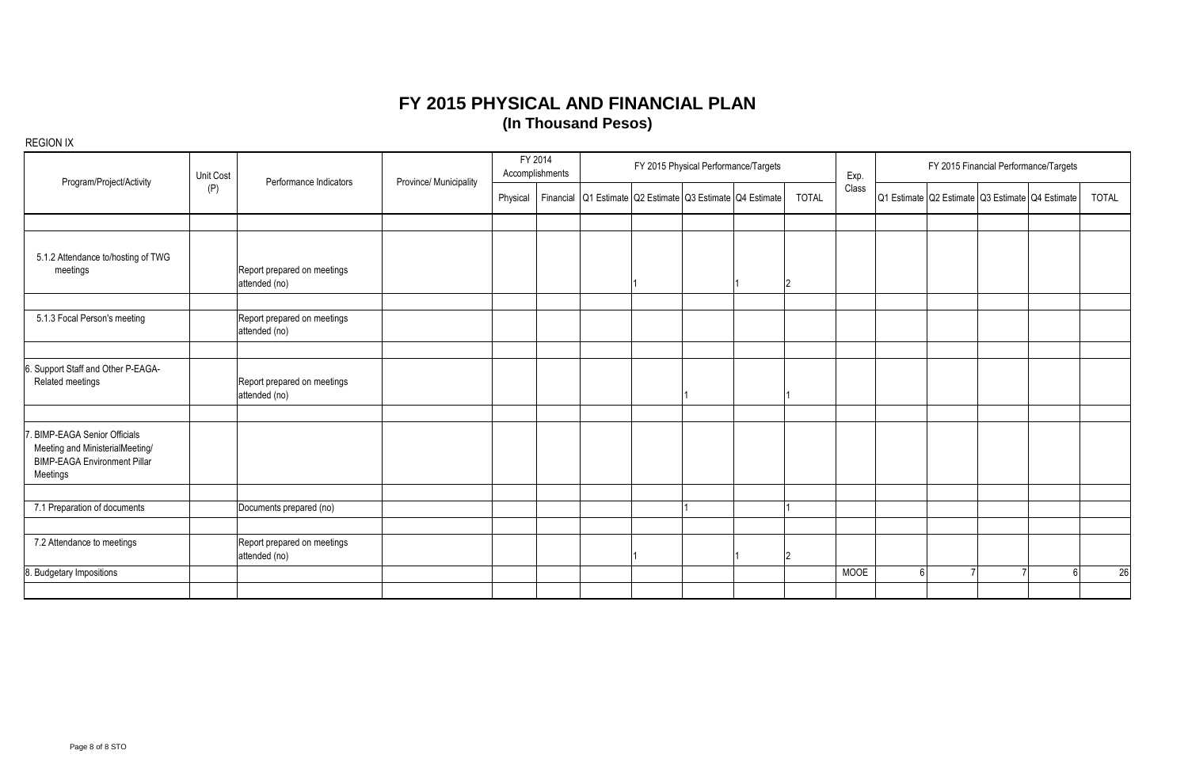# FY 2015 PHYSICAL AND FINANCIAL PLAN
## (In Thousand Pesos)

REGION IX

| Program/Project/Activity | Unit Cost (P) | Performance Indicators | Province/ Municipality | FY 2014 Accomplishments | | FY 2015 Physical Performance/Targets | | | | | Exp. Class | FY 2015 Financial Performance/Targets | | | | |
|---|---|---|---|---|---|---|---|---|---|---|---|---|---|---|---|---|
| | | | | Physical | Financial | Q1 Estimate | Q2 Estimate | Q3 Estimate | Q4 Estimate | TOTAL | | Q1 Estimate | Q2 Estimate | Q3 Estimate | Q4 Estimate | TOTAL |
| | | | | | | | | | | | | | | | | |
| 5.1.2 Attendance to/hosting of TWG meetings | | Report prepared on meetings attended (no) | | | | | 1 | | 1 | 2 | | | | | | |
| | | | | | | | | | | | | | | | | |
| 5.1.3 Focal Person's meeting | | Report prepared on meetings attended (no) | | | | | | | | | | | | | | |
| | | | | | | | | | | | | | | | | |
| 6. Support Staff and Other P-EAGA-Related meetings | | Report prepared on meetings attended (no) | | | | | | 1 | | 1 | | | | | | |
| | | | | | | | | | | | | | | | | |
| 7. BIMP-EAGA Senior Officials Meeting and MinisterialMeeting/ BIMP-EAGA Environment Pillar Meetings | | | | | | | | | | | | | | | | |
| | | | | | | | | | | | | | | | | |
| 7.1 Preparation of documents | | Documents prepared (no) | | | | | | 1 | | 1 | | | | | | |
| | | | | | | | | | | | | | | | | |
| 7.2 Attendance to meetings | | Report prepared on meetings attended (no) | | | | | 1 | | 1 | 2 | | | | | | |
| 8. Budgetary Impositions | | | | | | | | | | | MOOE | 6 | 7 | 7 | 6 | 26 |
| | | | | | | | | | | | | | | | | |